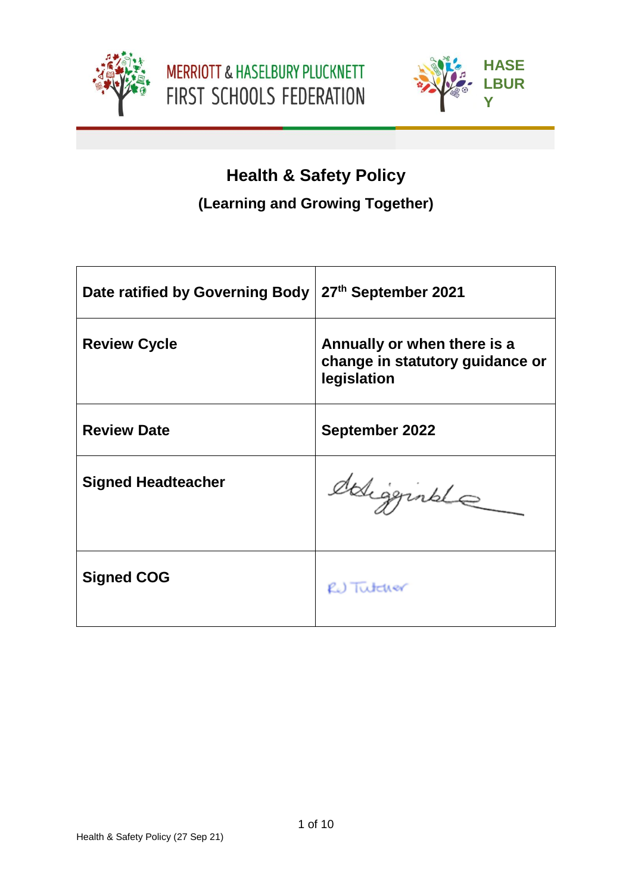MERRIOTT & HASELBURY PLUCKNETT FIRST SCHOOLS FEDERATION

HASE LBUR Y

# Health & Safety Policy

## (Learning and Growing Together)

| | |
|---|---|
| **Date ratified by Governing Body** | **27th September 2021** |
| **Review Cycle** | **Annually or when there is a change in statutory guidance or legislation** |
| **Review Date** | **September 2022** |
| **Signed Headteacher** | |
| **Signed COG** | RJ Tutcher |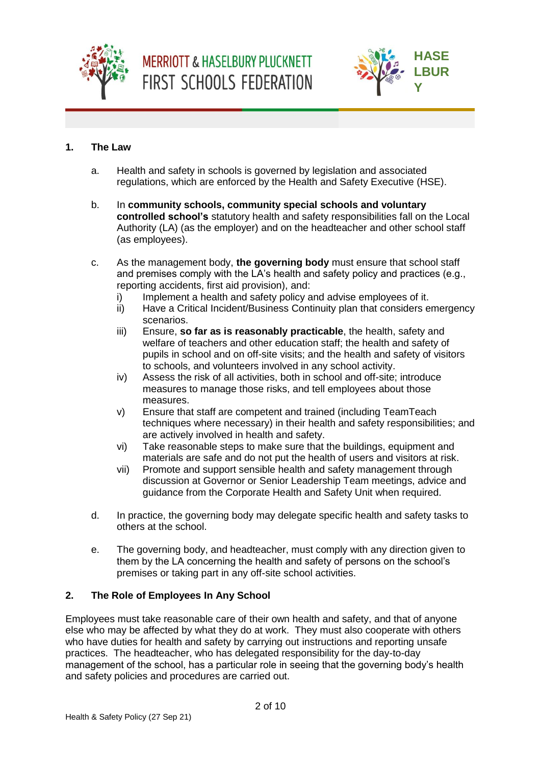## 1. The Law

a. Health and safety in schools is governed by legislation and associated regulations, which are enforced by the Health and Safety Executive (HSE).

b. In **community schools, community special schools and voluntary controlled school's** statutory health and safety responsibilities fall on the Local Authority (LA) (as the employer) and on the headteacher and other school staff (as employees).

c. As the management body, **the governing body** must ensure that school staff and premises comply with the LA's health and safety policy and practices (e.g., reporting accidents, first aid provision), and:

   i) Implement a health and safety policy and advise employees of it.
   ii) Have a Critical Incident/Business Continuity plan that considers emergency scenarios.
   iii) Ensure, **so far as is reasonably practicable**, the health, safety and welfare of teachers and other education staff; the health and safety of pupils in school and on off-site visits; and the health and safety of visitors to schools, and volunteers involved in any school activity.
   iv) Assess the risk of all activities, both in school and off-site; introduce measures to manage those risks, and tell employees about those measures.
   v) Ensure that staff are competent and trained (including TeamTeach techniques where necessary) in their health and safety responsibilities; and are actively involved in health and safety.
   vi) Take reasonable steps to make sure that the buildings, equipment and materials are safe and do not put the health of users and visitors at risk.
   vii) Promote and support sensible health and safety management through discussion at Governor or Senior Leadership Team meetings, advice and guidance from the Corporate Health and Safety Unit when required.

d. In practice, the governing body may delegate specific health and safety tasks to others at the school.

e. The governing body, and headteacher, must comply with any direction given to them by the LA concerning the health and safety of persons on the school's premises or taking part in any off-site school activities.

## 2. The Role of Employees In Any School

Employees must take reasonable care of their own health and safety, and that of anyone else who may be affected by what they do at work. They must also cooperate with others who have duties for health and safety by carrying out instructions and reporting unsafe practices. The headteacher, who has delegated responsibility for the day-to-day management of the school, has a particular role in seeing that the governing body's health and safety policies and procedures are carried out.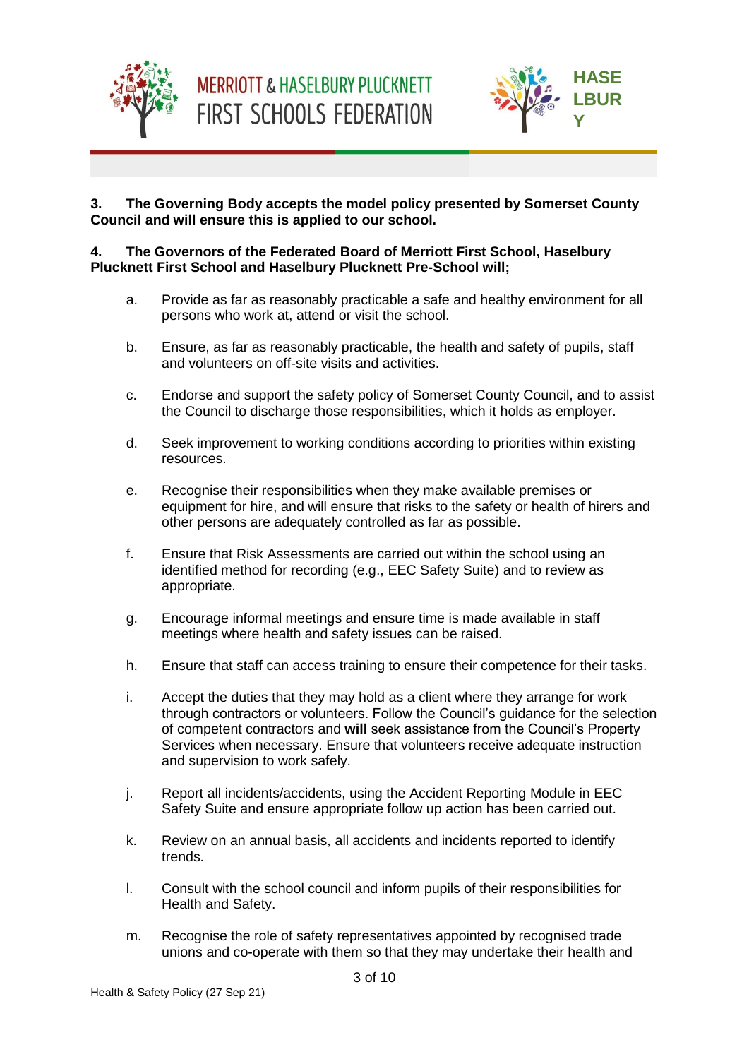**3. The Governing Body accepts the model policy presented by Somerset County Council and will ensure this is applied to our school.**

**4. The Governors of the Federated Board of Merriott First School, Haselbury Plucknett First School and Haselbury Plucknett Pre-School will;**

a. Provide as far as reasonably practicable a safe and healthy environment for all persons who work at, attend or visit the school.

b. Ensure, as far as reasonably practicable, the health and safety of pupils, staff and volunteers on off-site visits and activities.

c. Endorse and support the safety policy of Somerset County Council, and to assist the Council to discharge those responsibilities, which it holds as employer.

d. Seek improvement to working conditions according to priorities within existing resources.

e. Recognise their responsibilities when they make available premises or equipment for hire, and will ensure that risks to the safety or health of hirers and other persons are adequately controlled as far as possible.

f. Ensure that Risk Assessments are carried out within the school using an identified method for recording (e.g., EEC Safety Suite) and to review as appropriate.

g. Encourage informal meetings and ensure time is made available in staff meetings where health and safety issues can be raised.

h. Ensure that staff can access training to ensure their competence for their tasks.

i. Accept the duties that they may hold as a client where they arrange for work through contractors or volunteers. Follow the Council's guidance for the selection of competent contractors and **will** seek assistance from the Council's Property Services when necessary. Ensure that volunteers receive adequate instruction and supervision to work safely.

j. Report all incidents/accidents, using the Accident Reporting Module in EEC Safety Suite and ensure appropriate follow up action has been carried out.

k. Review on an annual basis, all accidents and incidents reported to identify trends.

l. Consult with the school council and inform pupils of their responsibilities for Health and Safety.

m. Recognise the role of safety representatives appointed by recognised trade unions and co-operate with them so that they may undertake their health and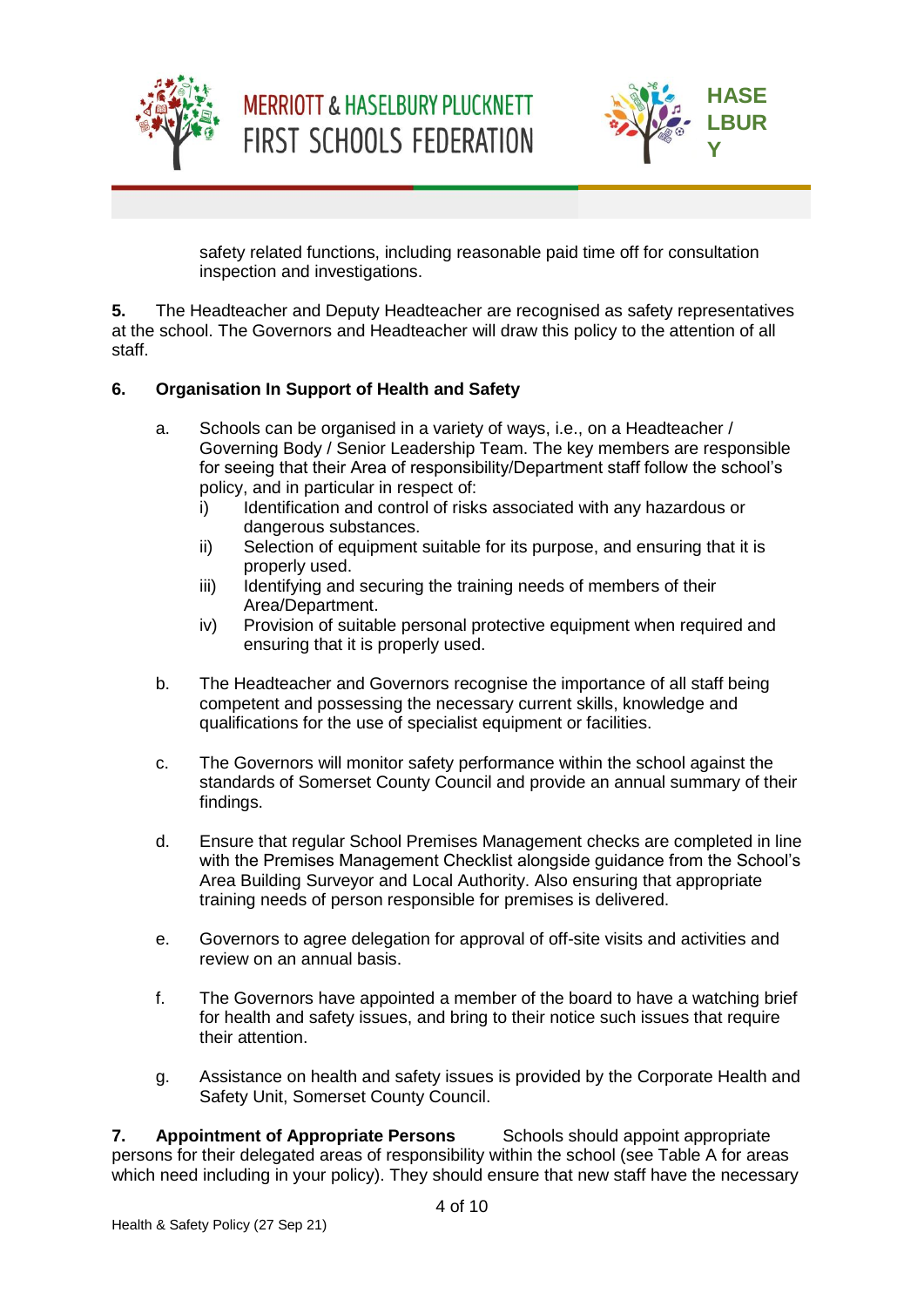safety related functions, including reasonable paid time off for consultation inspection and investigations.

**5.** The Headteacher and Deputy Headteacher are recognised as safety representatives at the school. The Governors and Headteacher will draw this policy to the attention of all staff.

**6. Organisation In Support of Health and Safety**

a. Schools can be organised in a variety of ways, i.e., on a Headteacher / Governing Body / Senior Leadership Team. The key members are responsible for seeing that their Area of responsibility/Department staff follow the school's policy, and in particular in respect of:
   - i) Identification and control of risks associated with any hazardous or dangerous substances.
   - ii) Selection of equipment suitable for its purpose, and ensuring that it is properly used.
   - iii) Identifying and securing the training needs of members of their Area/Department.
   - iv) Provision of suitable personal protective equipment when required and ensuring that it is properly used.

b. The Headteacher and Governors recognise the importance of all staff being competent and possessing the necessary current skills, knowledge and qualifications for the use of specialist equipment or facilities.

c. The Governors will monitor safety performance within the school against the standards of Somerset County Council and provide an annual summary of their findings.

d. Ensure that regular School Premises Management checks are completed in line with the Premises Management Checklist alongside guidance from the School's Area Building Surveyor and Local Authority. Also ensuring that appropriate training needs of person responsible for premises is delivered.

e. Governors to agree delegation for approval of off-site visits and activities and review on an annual basis.

f. The Governors have appointed a member of the board to have a watching brief for health and safety issues, and bring to their notice such issues that require their attention.

g. Assistance on health and safety issues is provided by the Corporate Health and Safety Unit, Somerset County Council.

**7. Appointment of Appropriate Persons** Schools should appoint appropriate persons for their delegated areas of responsibility within the school (see Table A for areas which need including in your policy). They should ensure that new staff have the necessary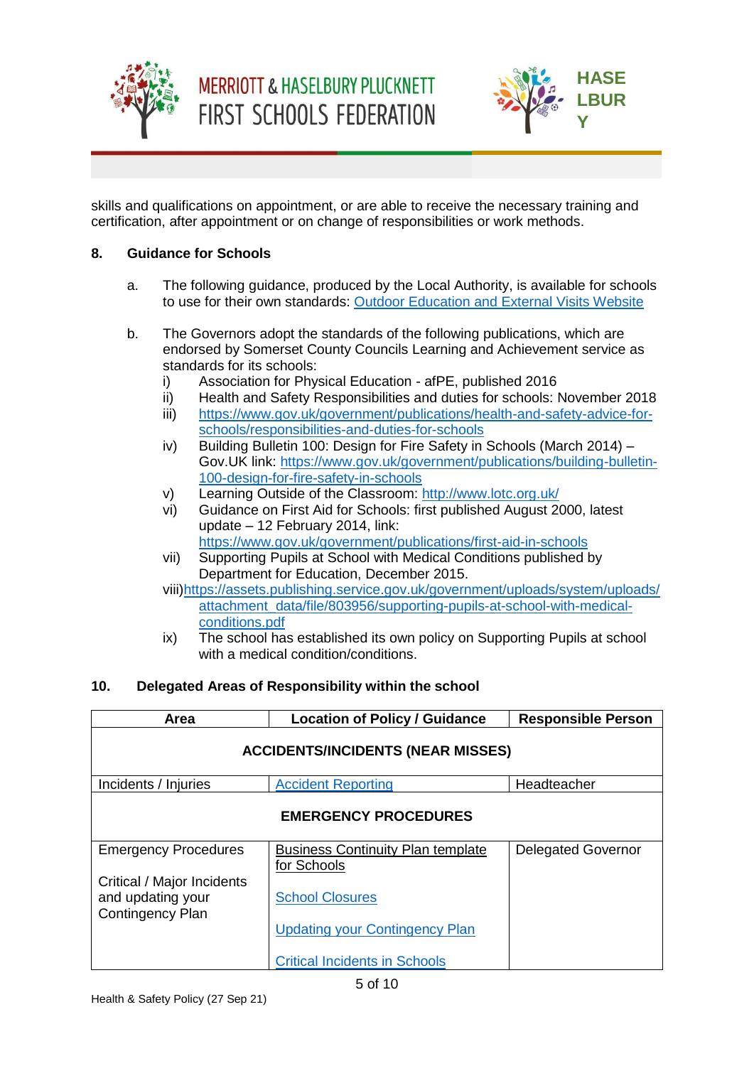skills and qualifications on appointment, or are able to receive the necessary training and certification, after appointment or on change of responsibilities or work methods.

## 8. Guidance for Schools

a. The following guidance, produced by the Local Authority, is available for schools to use for their own standards: Outdoor Education and External Visits Website

b. The Governors adopt the standards of the following publications, which are endorsed by Somerset County Councils Learning and Achievement service as standards for its schools:

   i) Association for Physical Education - afPE, published 2016
   
   ii) Health and Safety Responsibilities and duties for schools: November 2018
   
   iii) https://www.gov.uk/government/publications/health-and-safety-advice-for-schools/responsibilities-and-duties-for-schools
   
   iv) Building Bulletin 100: Design for Fire Safety in Schools (March 2014) – Gov.UK link: https://www.gov.uk/government/publications/building-bulletin-100-design-for-fire-safety-in-schools
   
   v) Learning Outside of the Classroom: http://www.lotc.org.uk/
   
   vi) Guidance on First Aid for Schools: first published August 2000, latest update – 12 February 2014, link: https://www.gov.uk/government/publications/first-aid-in-schools
   
   vii) Supporting Pupils at School with Medical Conditions published by Department for Education, December 2015.
   
   viii) https://assets.publishing.service.gov.uk/government/uploads/system/uploads/attachment_data/file/803956/supporting-pupils-at-school-with-medical-conditions.pdf
   
   ix) The school has established its own policy on Supporting Pupils at school with a medical condition/conditions.

## 10. Delegated Areas of Responsibility within the school

| Area | Location of Policy / Guidance | Responsible Person |
|---|---|---|
| **ACCIDENTS/INCIDENTS (NEAR MISSES)** | | |
| Incidents / Injuries | Accident Reporting | Headteacher |
| **EMERGENCY PROCEDURES** | | |
| Emergency Procedures<br><br>Critical / Major Incidents and updating your Contingency Plan | Business Continuity Plan template for Schools<br><br>School Closures<br><br>Updating your Contingency Plan<br><br>Critical Incidents in Schools | Delegated Governor |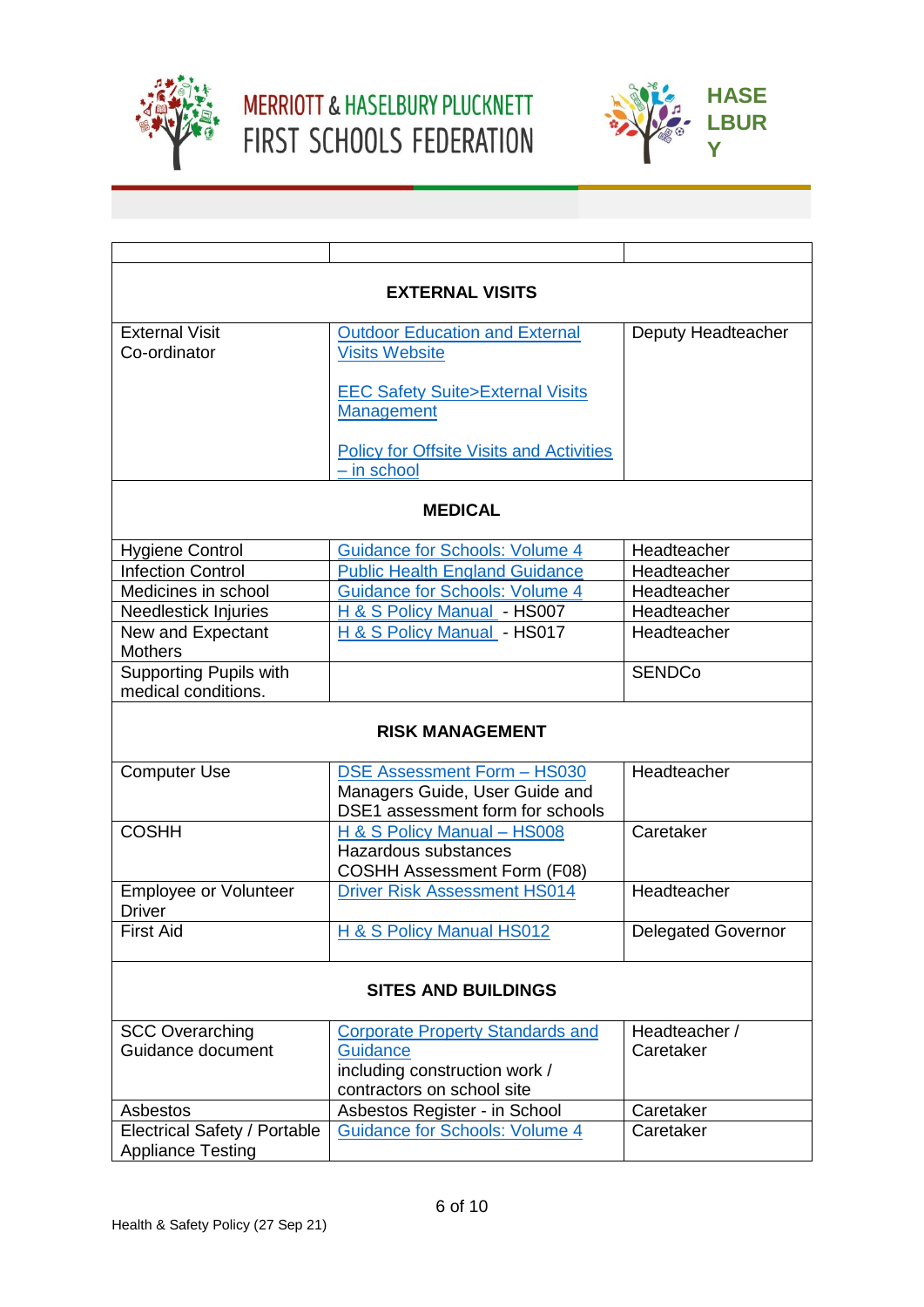| | | |
|---|---|---|
| **EXTERNAL VISITS** | | |
| External Visit Co-ordinator | Outdoor Education and External Visits Website<br><br>EEC Safety Suite>External Visits Management<br><br>Policy for Offsite Visits and Activities – in school | Deputy Headteacher |
| **MEDICAL** | | |
| Hygiene Control | Guidance for Schools: Volume 4 | Headteacher |
| Infection Control | Public Health England Guidance | Headteacher |
| Medicines in school | Guidance for Schools: Volume 4 | Headteacher |
| Needlestick Injuries | H & S Policy Manual - HS007 | Headteacher |
| New and Expectant Mothers | H & S Policy Manual - HS017 | Headteacher |
| Supporting Pupils with medical conditions. | | SENDCo |
| **RISK MANAGEMENT** | | |
| Computer Use | DSE Assessment Form – HS030<br>Managers Guide, User Guide and DSE1 assessment form for schools | Headteacher |
| COSHH | H & S Policy Manual – HS008<br>Hazardous substances<br>COSHH Assessment Form (F08) | Caretaker |
| Employee or Volunteer Driver | Driver Risk Assessment HS014 | Headteacher |
| First Aid | H & S Policy Manual HS012 | Delegated Governor |
| **SITES AND BUILDINGS** | | |
| SCC Overarching Guidance document | Corporate Property Standards and Guidance<br>including construction work / contractors on school site | Headteacher / Caretaker |
| Asbestos | Asbestos Register - in School | Caretaker |
| Electrical Safety / Portable Appliance Testing | Guidance for Schools: Volume 4 | Caretaker |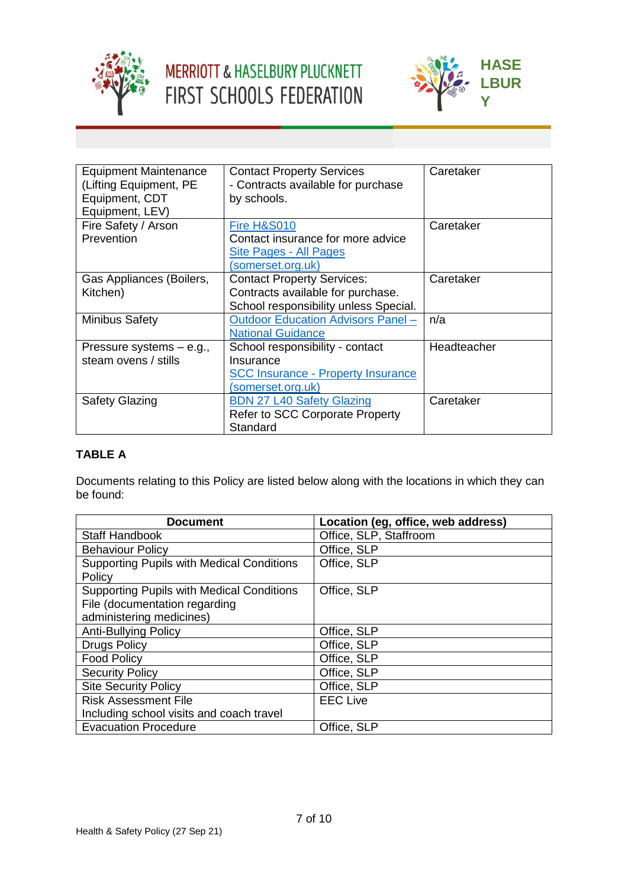| | | |
|---|---|---|
| Equipment Maintenance (Lifting Equipment, PE Equipment, CDT Equipment, LEV) | Contact Property Services - Contracts available for purchase by schools. | Caretaker |
| Fire Safety / Arson Prevention | Fire H&S010 Contact insurance for more advice Site Pages - All Pages (somerset.org.uk) | Caretaker |
| Gas Appliances (Boilers, Kitchen) | Contact Property Services: Contracts available for purchase. School responsibility unless Special. | Caretaker |
| Minibus Safety | Outdoor Education Advisors Panel – National Guidance | n/a |
| Pressure systems – e.g., steam ovens / stills | School responsibility - contact Insurance SCC Insurance - Property Insurance (somerset.org.uk) | Headteacher |
| Safety Glazing | BDN 27 L40 Safety Glazing Refer to SCC Corporate Property Standard | Caretaker |

**TABLE A**

Documents relating to this Policy are listed below along with the locations in which they can be found:

| Document | Location (eg, office, web address) |
|---|---|
| Staff Handbook | Office, SLP, Staffroom |
| Behaviour Policy | Office, SLP |
| Supporting Pupils with Medical Conditions Policy | Office, SLP |
| Supporting Pupils with Medical Conditions File (documentation regarding administering medicines) | Office, SLP |
| Anti-Bullying Policy | Office, SLP |
| Drugs Policy | Office, SLP |
| Food Policy | Office, SLP |
| Security Policy | Office, SLP |
| Site Security Policy | Office, SLP |
| Risk Assessment File Including school visits and coach travel | EEC Live |
| Evacuation Procedure | Office, SLP |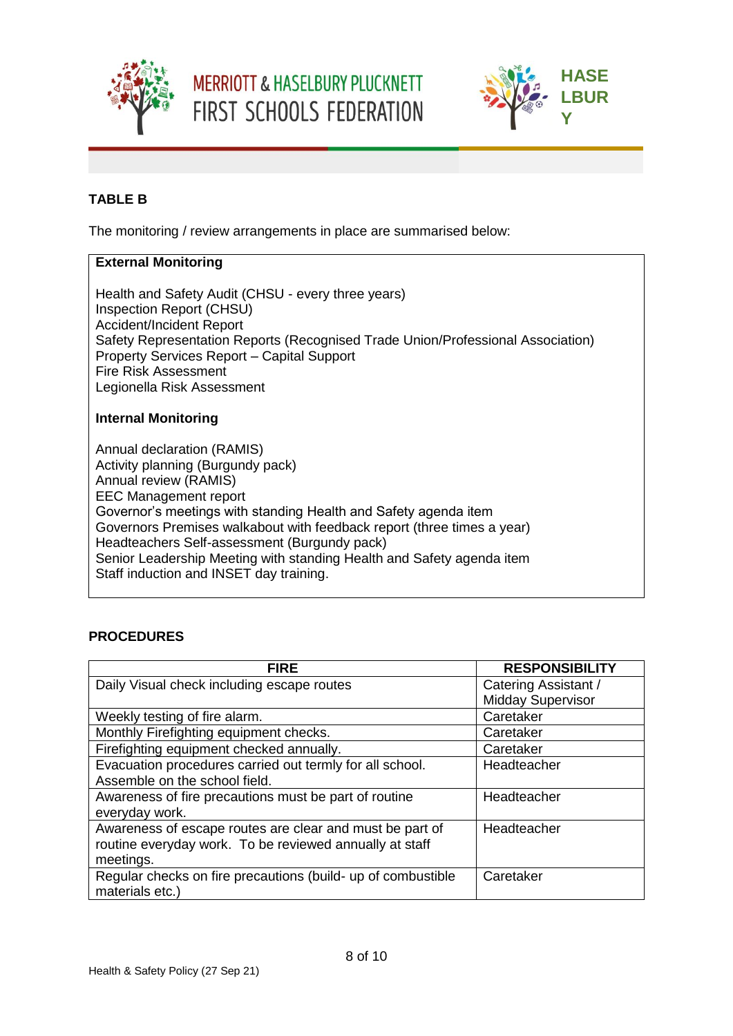**TABLE B**

The monitoring / review arrangements in place are summarised below:

**External Monitoring**

Health and Safety Audit (CHSU - every three years)
Inspection Report (CHSU)
Accident/Incident Report
Safety Representation Reports (Recognised Trade Union/Professional Association)
Property Services Report – Capital Support
Fire Risk Assessment
Legionella Risk Assessment

**Internal Monitoring**

Annual declaration (RAMIS)
Activity planning (Burgundy pack)
Annual review (RAMIS)
EEC Management report
Governor's meetings with standing Health and Safety agenda item
Governors Premises walkabout with feedback report (three times a year)
Headteachers Self-assessment (Burgundy pack)
Senior Leadership Meeting with standing Health and Safety agenda item
Staff induction and INSET day training.

**PROCEDURES**

| FIRE | RESPONSIBILITY |
|---|---|
| Daily Visual check including escape routes | Catering Assistant / Midday Supervisor |
| Weekly testing of fire alarm. | Caretaker |
| Monthly Firefighting equipment checks. | Caretaker |
| Firefighting equipment checked annually. | Caretaker |
| Evacuation procedures carried out termly for all school. Assemble on the school field. | Headteacher |
| Awareness of fire precautions must be part of routine everyday work. | Headteacher |
| Awareness of escape routes are clear and must be part of routine everyday work. To be reviewed annually at staff meetings. | Headteacher |
| Regular checks on fire precautions (build- up of combustible materials etc.) | Caretaker |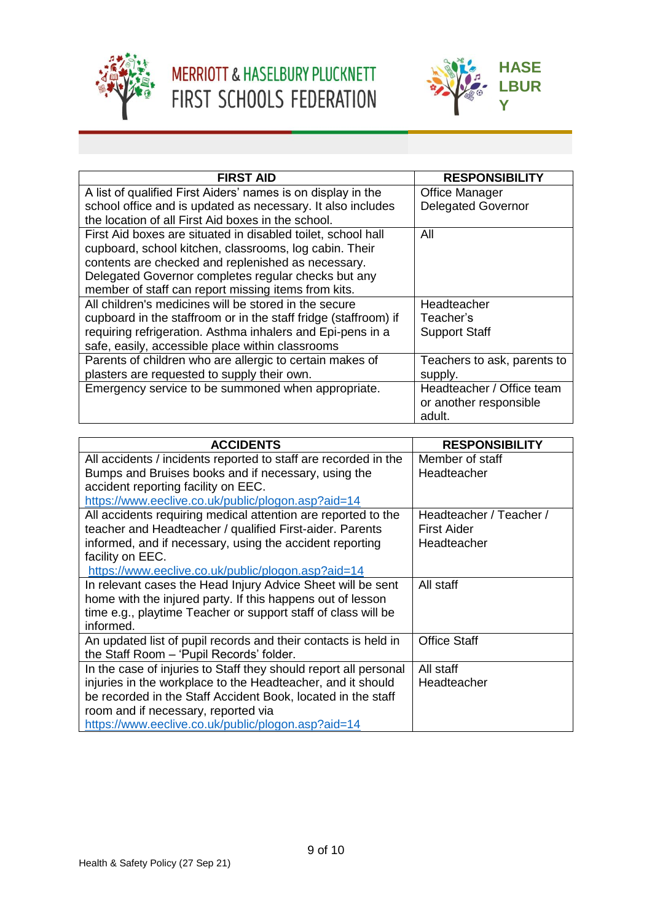| FIRST AID | RESPONSIBILITY |
| --- | --- |
| A list of qualified First Aiders' names is on display in the school office and is updated as necessary. It also includes the location of all First Aid boxes in the school. | Office Manager<br>Delegated Governor |
| First Aid boxes are situated in disabled toilet, school hall cupboard, school kitchen, classrooms, log cabin. Their contents are checked and replenished as necessary. Delegated Governor completes regular checks but any member of staff can report missing items from kits. | All |
| All children's medicines will be stored in the secure cupboard in the staffroom or in the staff fridge (staffroom) if requiring refrigeration. Asthma inhalers and Epi-pens in a safe, easily, accessible place within classrooms | Headteacher<br>Teacher's<br>Support Staff |
| Parents of children who are allergic to certain makes of plasters are requested to supply their own. | Teachers to ask, parents to supply. |
| Emergency service to be summoned when appropriate. | Headteacher / Office team or another responsible adult. |

| ACCIDENTS | RESPONSIBILITY |
| --- | --- |
| All accidents / incidents reported to staff are recorded in the Bumps and Bruises books and if necessary, using the accident reporting facility on EEC. https://www.eeclive.co.uk/public/plogon.asp?aid=14 | Member of staff<br>Headteacher |
| All accidents requiring medical attention are reported to the teacher and Headteacher / qualified First-aider. Parents informed, and if necessary, using the accident reporting facility on EEC. https://www.eeclive.co.uk/public/plogon.asp?aid=14 | Headteacher / Teacher / First Aider<br>Headteacher |
| In relevant cases the Head Injury Advice Sheet will be sent home with the injured party. If this happens out of lesson time e.g., playtime Teacher or support staff of class will be informed. | All staff |
| An updated list of pupil records and their contacts is held in the Staff Room – 'Pupil Records' folder. | Office Staff |
| In the case of injuries to Staff they should report all personal injuries in the workplace to the Headteacher, and it should be recorded in the Staff Accident Book, located in the staff room and if necessary, reported via https://www.eeclive.co.uk/public/plogon.asp?aid=14 | All staff<br>Headteacher |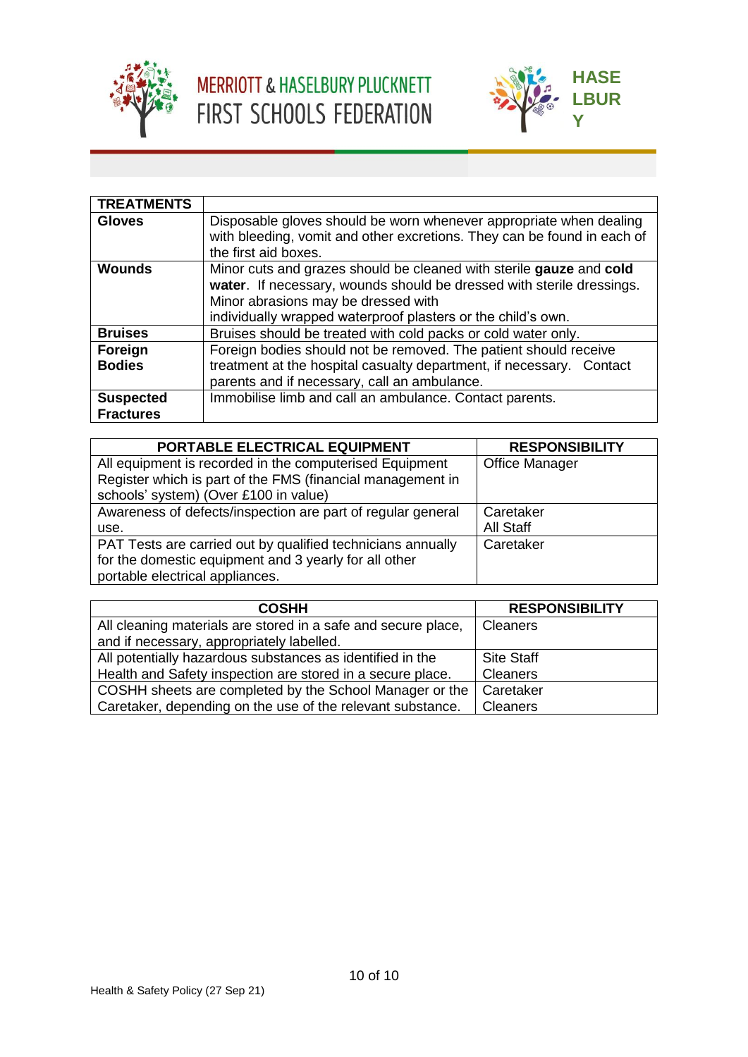| TREATMENTS | |
|---|---|
| **Gloves** | Disposable gloves should be worn whenever appropriate when dealing with bleeding, vomit and other excretions. They can be found in each of the first aid boxes. |
| **Wounds** | Minor cuts and grazes should be cleaned with sterile **gauze** and **cold water**. If necessary, wounds should be dressed with sterile dressings. Minor abrasions may be dressed with individually wrapped waterproof plasters or the child's own. |
| **Bruises** | Bruises should be treated with cold packs or cold water only. |
| **Foreign Bodies** | Foreign bodies should not be removed. The patient should receive treatment at the hospital casualty department, if necessary. Contact parents and if necessary, call an ambulance. |
| **Suspected Fractures** | Immobilise limb and call an ambulance. Contact parents. |

| PORTABLE ELECTRICAL EQUIPMENT | RESPONSIBILITY |
|---|---|
| All equipment is recorded in the computerised Equipment Register which is part of the FMS (financial management in schools' system) (Over £100 in value) | Office Manager |
| Awareness of defects/inspection are part of regular general use. | Caretaker<br>All Staff |
| PAT Tests are carried out by qualified technicians annually for the domestic equipment and 3 yearly for all other portable electrical appliances. | Caretaker |

| COSHH | RESPONSIBILITY |
|---|---|
| All cleaning materials are stored in a safe and secure place, and if necessary, appropriately labelled. | Cleaners |
| All potentially hazardous substances as identified in the Health and Safety inspection are stored in a secure place. | Site Staff<br>Cleaners |
| COSHH sheets are completed by the School Manager or the Caretaker, depending on the use of the relevant substance. | Caretaker<br>Cleaners |